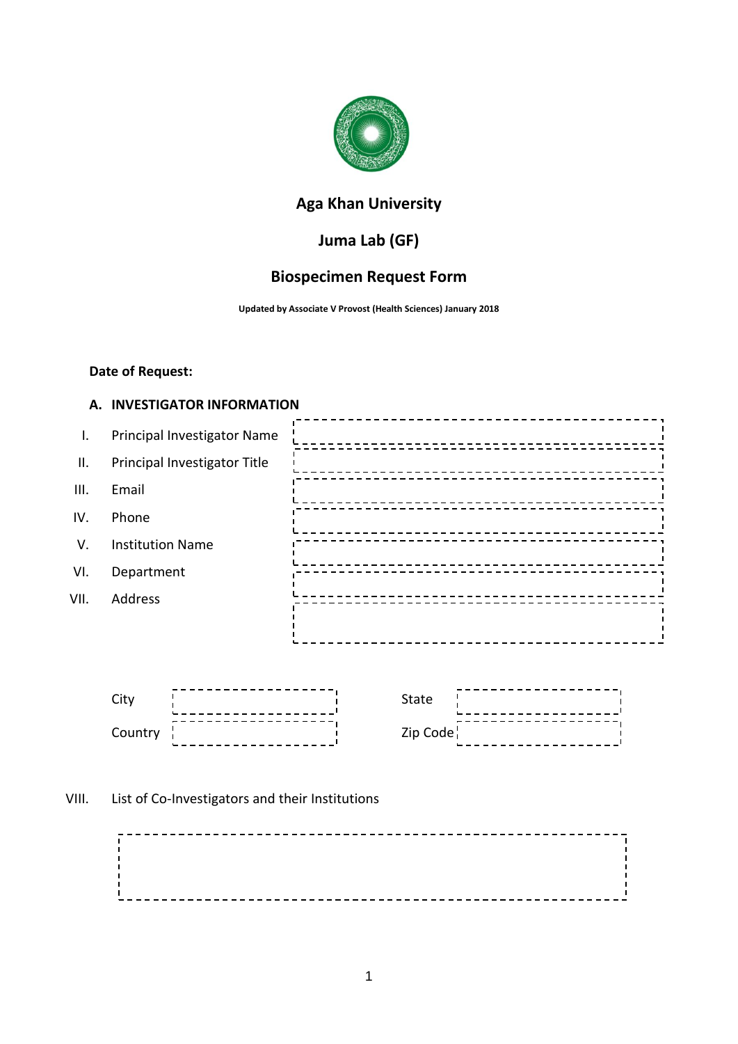# Aga Khan University

## Juma Lab (GF)

## Biospecimen Request Form

**Updated by Associate V Provost (Health Sciences) January 2018**

**Date of Request:**

**A. INVESTIGATOR INFORMATION**

I. Principal Investigator Name

II. Principal Investigator Title

III. Email

IV. Phone

V. Institution Name

VI. Department

VII. Address

City

State

Country

Zip Code

VIII. List of Co-Investigators and their Institutions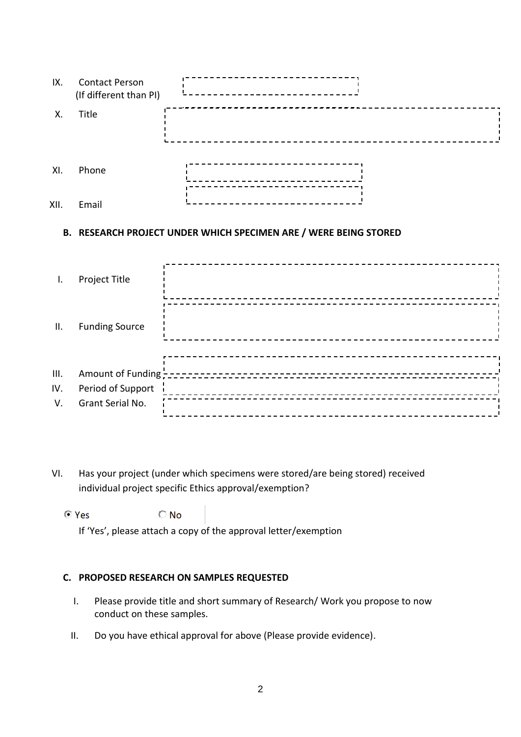IX. Contact Person (If different than PI)

X. Title

XI. Phone

XII. Email

**B. RESEARCH PROJECT UNDER WHICH SPECIMEN ARE / WERE BEING STORED**

I. Project Title

II. Funding Source

III. Amount of Funding

IV. Period of Support

V. Grant Serial No.

VI. Has your project (under which specimens were stored/are being stored) received individual project specific Ethics approval/exemption?

◉ Yes ○ No

If 'Yes', please attach a copy of the approval letter/exemption

**C. PROPOSED RESEARCH ON SAMPLES REQUESTED**

I. Please provide title and short summary of Research/ Work you propose to now conduct on these samples.

II. Do you have ethical approval for above (Please provide evidence).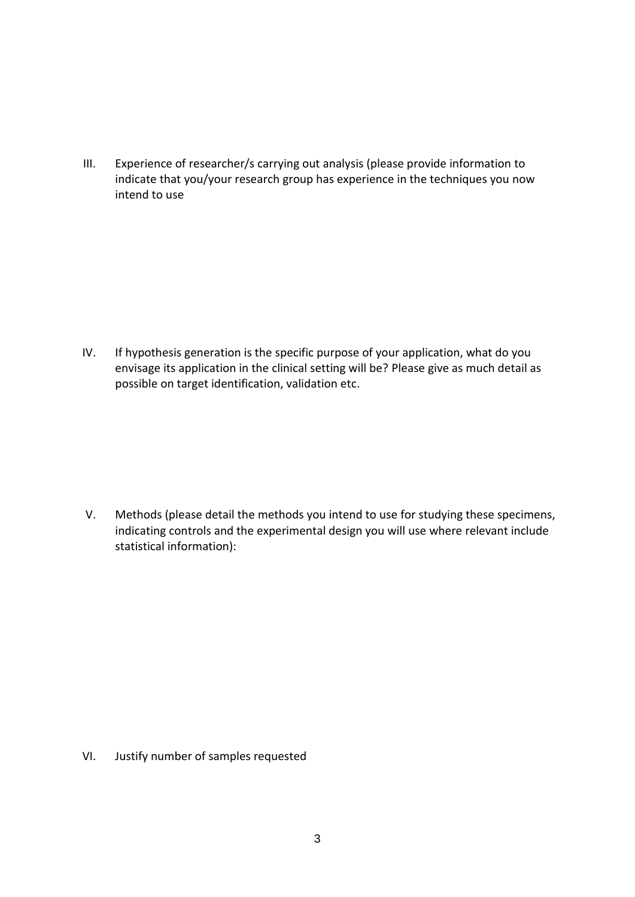III. Experience of researcher/s carrying out analysis (please provide information to indicate that you/your research group has experience in the techniques you now intend to use

IV. If hypothesis generation is the specific purpose of your application, what do you envisage its application in the clinical setting will be? Please give as much detail as possible on target identification, validation etc.

V. Methods (please detail the methods you intend to use for studying these specimens, indicating controls and the experimental design you will use where relevant include statistical information):

VI. Justify number of samples requested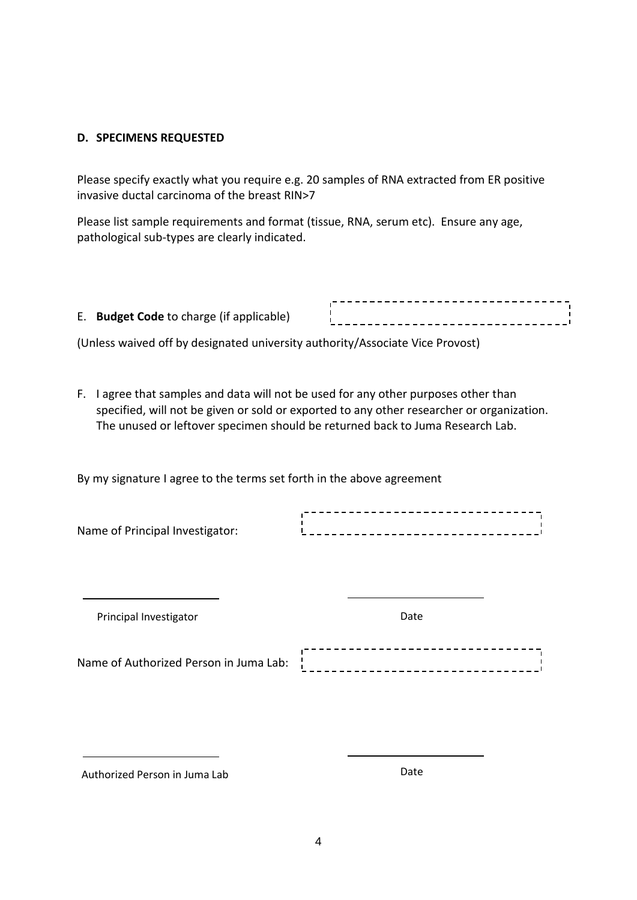**D. SPECIMENS REQUESTED**

Please specify exactly what you require e.g. 20 samples of RNA extracted from ER positive invasive ductal carcinoma of the breast RIN>7

Please list sample requirements and format (tissue, RNA, serum etc). Ensure any age, pathological sub-types are clearly indicated.

E. **Budget Code** to charge (if applicable)

(Unless waived off by designated university authority/Associate Vice Provost)

F. I agree that samples and data will not be used for any other purposes other than specified, will not be given or sold or exported to any other researcher or organization. The unused or leftover specimen should be returned back to Juma Research Lab.

By my signature I agree to the terms set forth in the above agreement

Name of Principal Investigator:

Principal Investigator

Date

Name of Authorized Person in Juma Lab:

Authorized Person in Juma Lab

Date